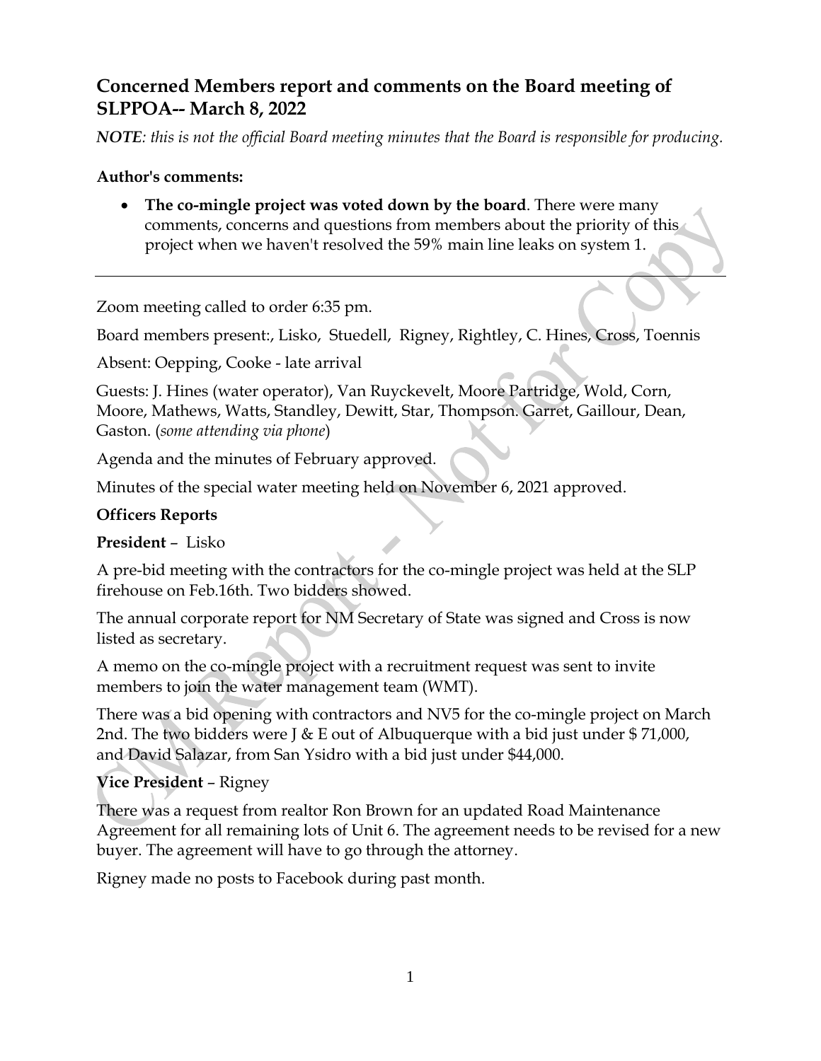## Concerned Members report and comments on the Board meeting of SLPPOA-- March 8, 2022

***NOTE**: this is not the official Board meeting minutes that the Board is responsible for producing.*

**Author's comments:**

- **The co-mingle project was voted down by the board**. There were many comments, concerns and questions from members about the priority of this project when we haven't resolved the 59% main line leaks on system 1.

---

Zoom meeting called to order 6:35 pm.

Board members present:, Lisko, Stuedell, Rigney, Rightley, C. Hines, Cross, Toennis

Absent: Oepping, Cooke - late arrival

Guests: J. Hines (water operator), Van Ruyckevelt, Moore Partridge, Wold, Corn, Moore, Mathews, Watts, Standley, Dewitt, Star, Thompson. Garret, Gaillour, Dean, Gaston. (*some attending via phone*)

Agenda and the minutes of February approved.

Minutes of the special water meeting held on November 6, 2021 approved.

**Officers Reports**

**President** – Lisko

A pre-bid meeting with the contractors for the co-mingle project was held at the SLP firehouse on Feb.16th. Two bidders showed.

The annual corporate report for NM Secretary of State was signed and Cross is now listed as secretary.

A memo on the co-mingle project with a recruitment request was sent to invite members to join the water management team (WMT).

There was a bid opening with contractors and NV5 for the co-mingle project on March 2nd. The two bidders were J & E out of Albuquerque with a bid just under $ 71,000, and David Salazar, from San Ysidro with a bid just under $44,000.

**Vice President** – Rigney

There was a request from realtor Ron Brown for an updated Road Maintenance Agreement for all remaining lots of Unit 6. The agreement needs to be revised for a new buyer. The agreement will have to go through the attorney.

Rigney made no posts to Facebook during past month.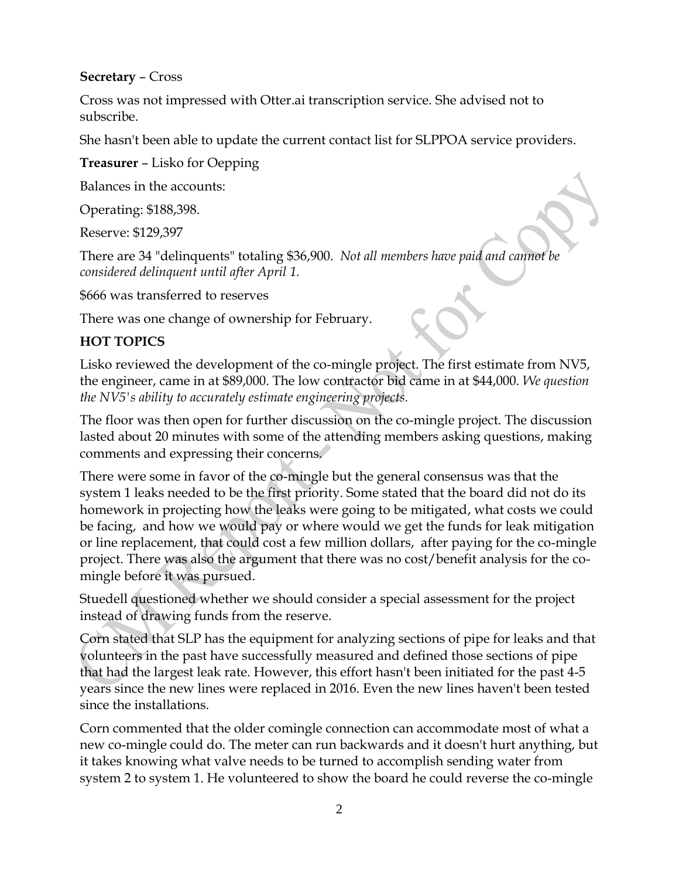**Secretary** – Cross

Cross was not impressed with Otter.ai transcription service. She advised not to subscribe.

She hasn't been able to update the current contact list for SLPPOA service providers.

**Treasurer** – Lisko for Oepping

Balances in the accounts:

Operating: $188,398.

Reserve: $129,397

There are 34 "delinquents" totaling $36,900. *Not all members have paid and cannot be considered delinquent until after April 1.*

$666 was transferred to reserves

There was one change of ownership for February.

**HOT TOPICS**

Lisko reviewed the development of the co-mingle project. The first estimate from NV5, the engineer, came in at $89,000. The low contractor bid came in at $44,000. *We question the NV5's ability to accurately estimate engineering projects.*

The floor was then open for further discussion on the co-mingle project. The discussion lasted about 20 minutes with some of the attending members asking questions, making comments and expressing their concerns.

There were some in favor of the co-mingle but the general consensus was that the system 1 leaks needed to be the first priority. Some stated that the board did not do its homework in projecting how the leaks were going to be mitigated, what costs we could be facing, and how we would pay or where would we get the funds for leak mitigation or line replacement, that could cost a few million dollars, after paying for the co-mingle project. There was also the argument that there was no cost/benefit analysis for the co-mingle before it was pursued.

Stuedell questioned whether we should consider a special assessment for the project instead of drawing funds from the reserve.

Corn stated that SLP has the equipment for analyzing sections of pipe for leaks and that volunteers in the past have successfully measured and defined those sections of pipe that had the largest leak rate. However, this effort hasn't been initiated for the past 4-5 years since the new lines were replaced in 2016. Even the new lines haven't been tested since the installations.

Corn commented that the older comingle connection can accommodate most of what a new co-mingle could do. The meter can run backwards and it doesn't hurt anything, but it takes knowing what valve needs to be turned to accomplish sending water from system 2 to system 1. He volunteered to show the board he could reverse the co-mingle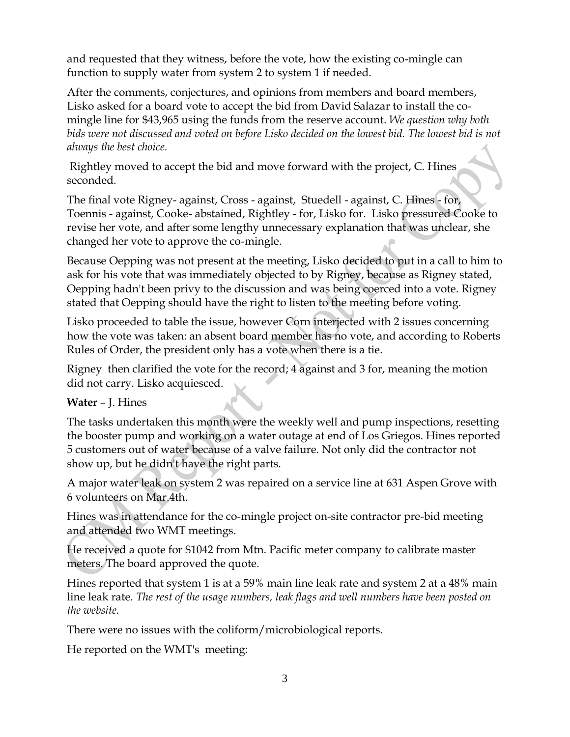and requested that they witness, before the vote, how the existing co-mingle can function to supply water from system 2 to system 1 if needed.

After the comments, conjectures, and opinions from members and board members, Lisko asked for a board vote to accept the bid from David Salazar to install the co-mingle line for $43,965 using the funds from the reserve account. *We question why both bids were not discussed and voted on before Lisko decided on the lowest bid. The lowest bid is not always the best choice.*

Rightley moved to accept the bid and move forward with the project, C. Hines seconded.

The final vote Rigney- against, Cross - against, Stuedell - against, C. Hines - for, Toennis - against, Cooke- abstained, Rightley - for, Lisko for. Lisko pressured Cooke to revise her vote, and after some lengthy unnecessary explanation that was unclear, she changed her vote to approve the co-mingle.

Because Oepping was not present at the meeting, Lisko decided to put in a call to him to ask for his vote that was immediately objected to by Rigney, because as Rigney stated, Oepping hadn't been privy to the discussion and was being coerced into a vote. Rigney stated that Oepping should have the right to listen to the meeting before voting.

Lisko proceeded to table the issue, however Corn interjected with 2 issues concerning how the vote was taken: an absent board member has no vote, and according to Roberts Rules of Order, the president only has a vote when there is a tie.

Rigney then clarified the vote for the record; 4 against and 3 for, meaning the motion did not carry. Lisko acquiesced.

**Water** – J. Hines

The tasks undertaken this month were the weekly well and pump inspections, resetting the booster pump and working on a water outage at end of Los Griegos. Hines reported 5 customers out of water because of a valve failure. Not only did the contractor not show up, but he didn't have the right parts.

A major water leak on system 2 was repaired on a service line at 631 Aspen Grove with 6 volunteers on Mar.4th.

Hines was in attendance for the co-mingle project on-site contractor pre-bid meeting and attended two WMT meetings.

He received a quote for $1042 from Mtn. Pacific meter company to calibrate master meters. The board approved the quote.

Hines reported that system 1 is at a 59% main line leak rate and system 2 at a 48% main line leak rate. *The rest of the usage numbers, leak flags and well numbers have been posted on the website.*

There were no issues with the coliform/microbiological reports.

He reported on the WMT's meeting: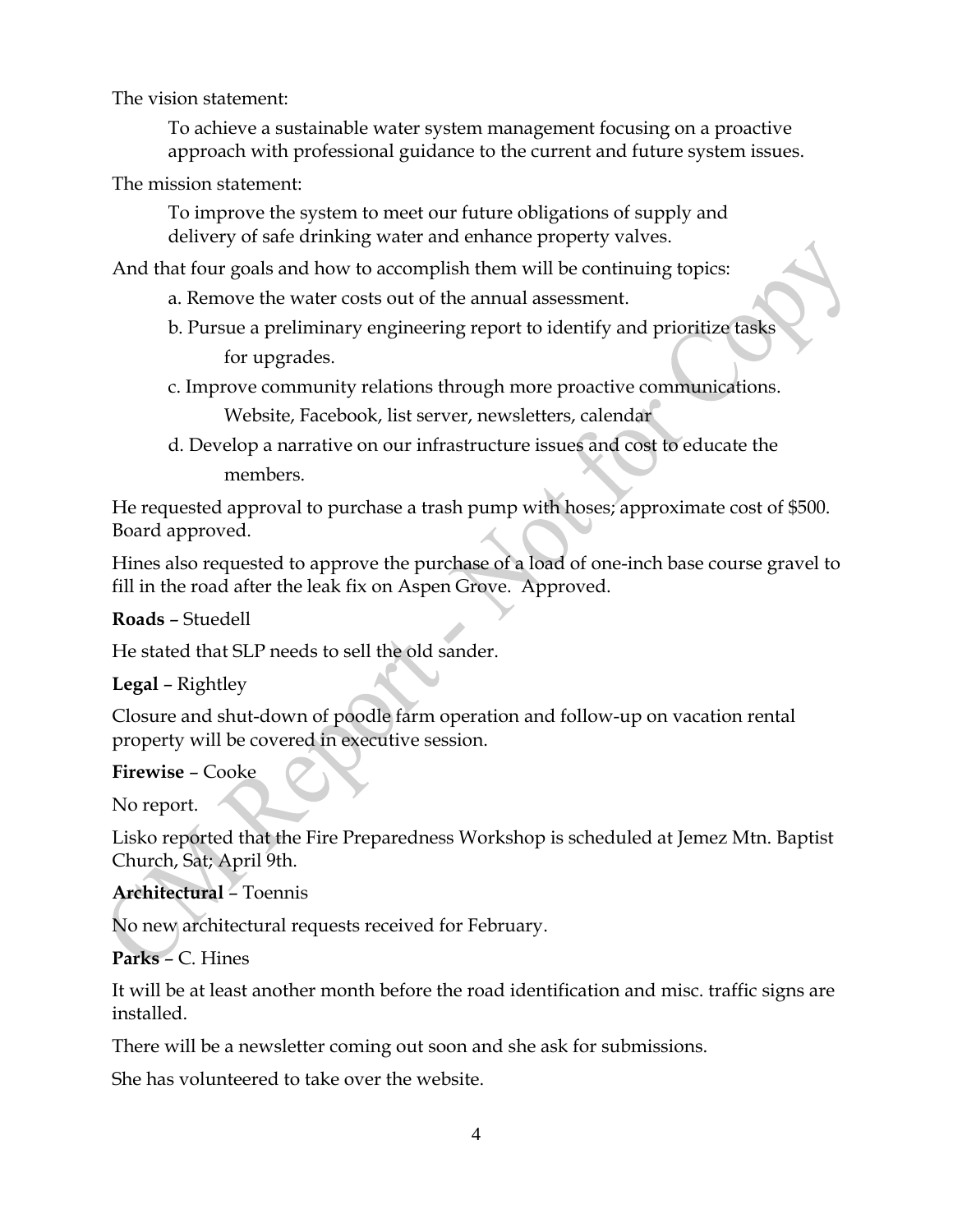The vision statement:

> To achieve a sustainable water system management focusing on a proactive approach with professional guidance to the current and future system issues.

The mission statement:

> To improve the system to meet our future obligations of supply and delivery of safe drinking water and enhance property valves.

And that four goals and how to accomplish them will be continuing topics:

a. Remove the water costs out of the annual assessment.

b. Pursue a preliminary engineering report to identify and prioritize tasks for upgrades.

c. Improve community relations through more proactive communications. Website, Facebook, list server, newsletters, calendar

d. Develop a narrative on our infrastructure issues and cost to educate the members.

He requested approval to purchase a trash pump with hoses; approximate cost of $500. Board approved.

Hines also requested to approve the purchase of a load of one-inch base course gravel to fill in the road after the leak fix on Aspen Grove. Approved.

**Roads** – Steudell

He stated that SLP needs to sell the old sander.

**Legal** – Rightley

Closure and shut-down of poodle farm operation and follow-up on vacation rental property will be covered in executive session.

**Firewise** – Cooke

No report.

Lisko reported that the Fire Preparedness Workshop is scheduled at Jemez Mtn. Baptist Church, Sat; April 9th.

**Architectural** – Toennis

No new architectural requests received for February.

**Parks** – C. Hines

It will be at least another month before the road identification and misc. traffic signs are installed.

There will be a newsletter coming out soon and she ask for submissions.

She has volunteered to take over the website.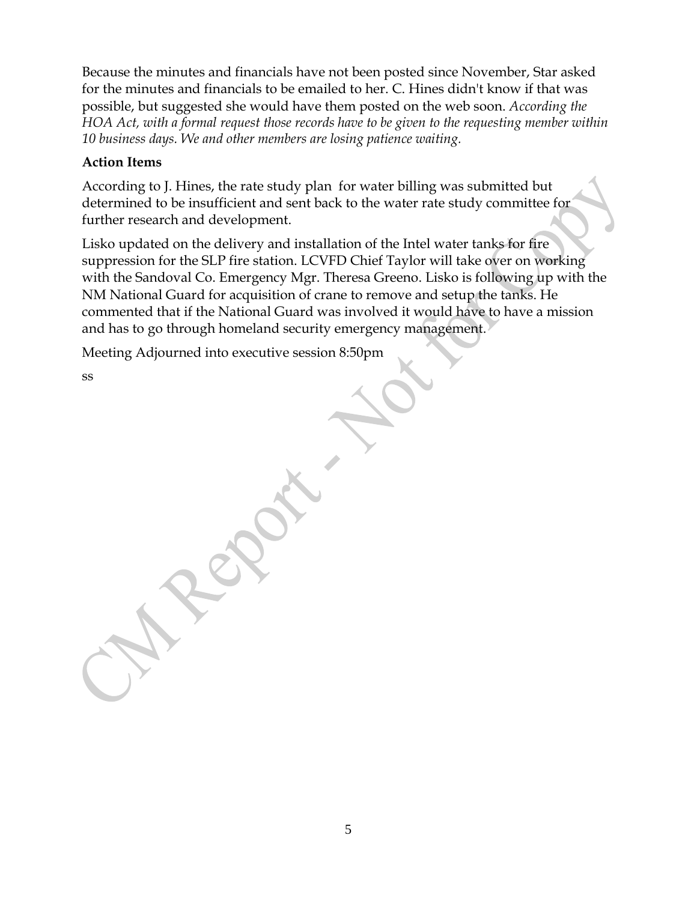Because the minutes and financials have not been posted since November, Star asked for the minutes and financials to be emailed to her. C. Hines didn't know if that was possible, but suggested she would have them posted on the web soon. *According the HOA Act, with a formal request those records have to be given to the requesting member within 10 business days. We and other members are losing patience waiting.*

**Action Items**

According to J. Hines, the rate study plan for water billing was submitted but determined to be insufficient and sent back to the water rate study committee for further research and development.

Lisko updated on the delivery and installation of the Intel water tanks for fire suppression for the SLP fire station. LCVFD Chief Taylor will take over on working with the Sandoval Co. Emergency Mgr. Theresa Greeno. Lisko is following up with the NM National Guard for acquisition of crane to remove and setup the tanks. He commented that if the National Guard was involved it would have to have a mission and has to go through homeland security emergency management.

Meeting Adjourned into executive session 8:50pm

ss

CM Report - Not for Copy